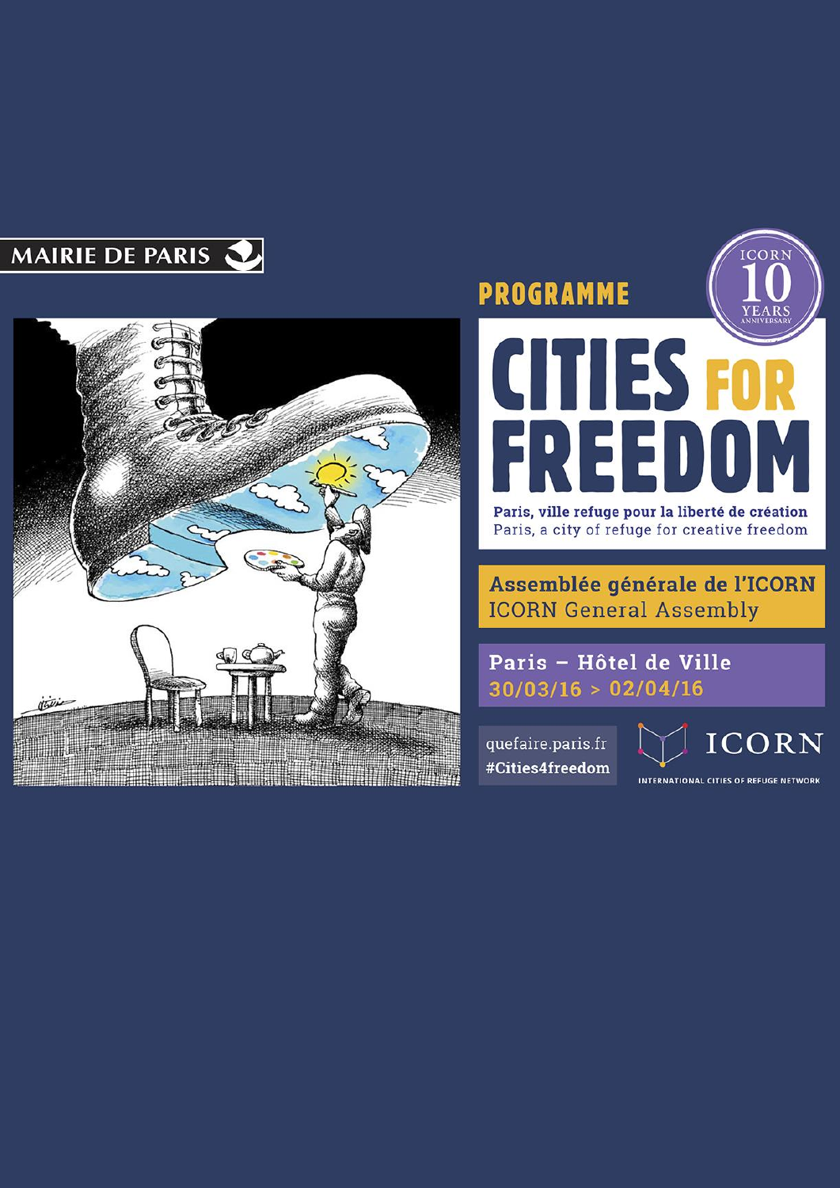MAIRIE DE PARIS

# PROGRAMME

ICORN 10 YEARS ANNIVERSARY

# CITIES FOR FREEDOM

Paris, ville refuge pour la liberté de création
Paris, a city of refuge for creative freedom

**Assemblée générale de l'ICORN**
ICORN General Assembly

**Paris – Hôtel de Ville**
**30/03/16 > 02/04/16**

quefaire.paris.fr
**#Cities4freedom**

ICORN
INTERNATIONAL CITIES OF REFUGE NETWORK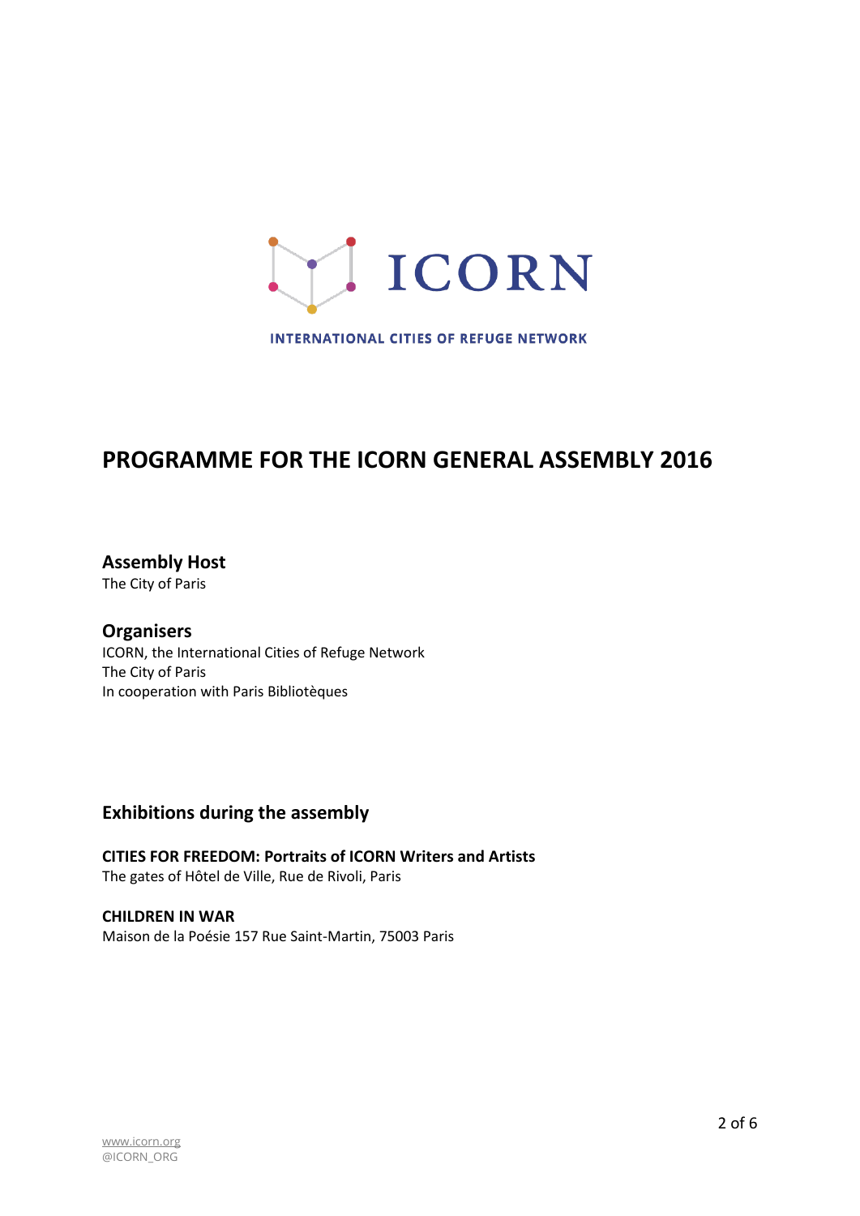ICORN

INTERNATIONAL CITIES OF REFUGE NETWORK

# PROGRAMME FOR THE ICORN GENERAL ASSEMBLY 2016

## Assembly Host

The City of Paris

## Organisers

ICORN, the International Cities of Refuge Network
The City of Paris
In cooperation with Paris Bibliotèques

## Exhibitions during the assembly

**CITIES FOR FREEDOM: Portraits of ICORN Writers and Artists**
The gates of Hôtel de Ville, Rue de Rivoli, Paris

**CHILDREN IN WAR**
Maison de la Poésie 157 Rue Saint-Martin, 75003 Paris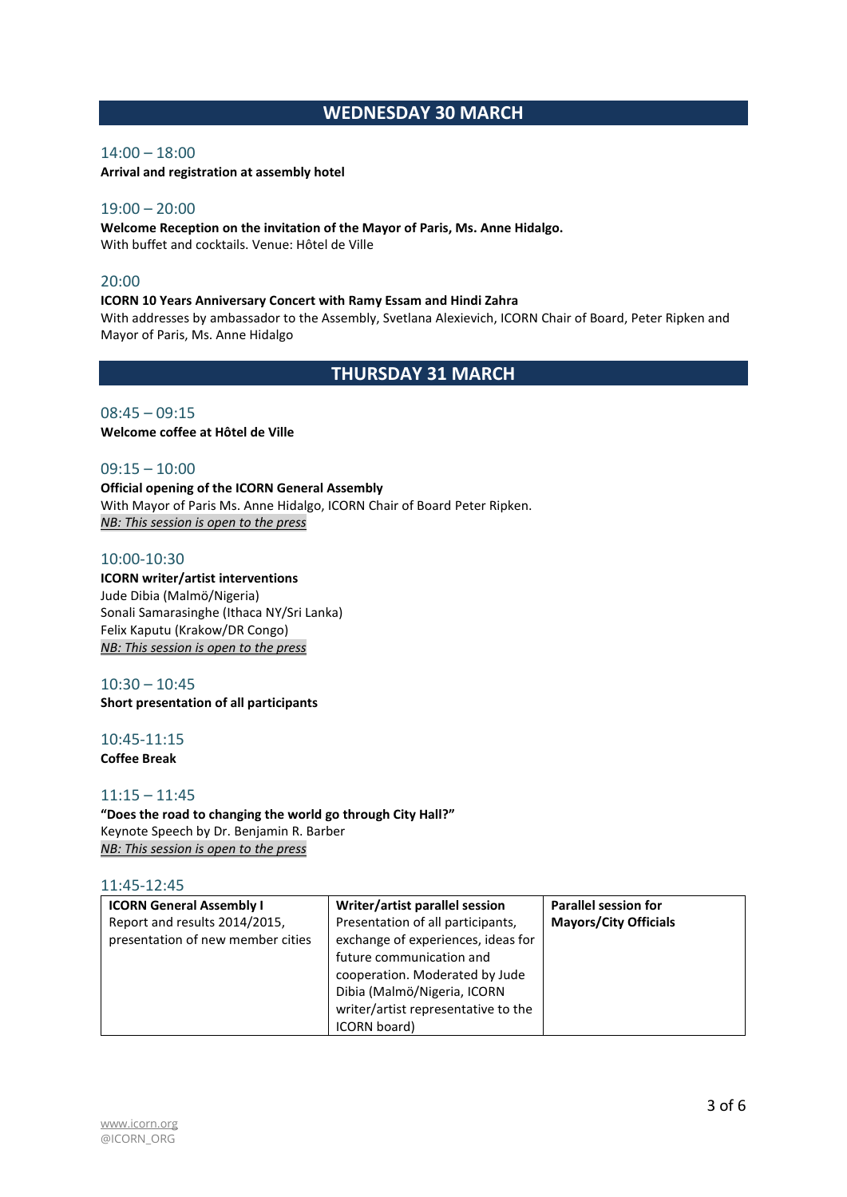## WEDNESDAY 30 MARCH

14:00 – 18:00

**Arrival and registration at assembly hotel**

19:00 – 20:00

**Welcome Reception on the invitation of the Mayor of Paris, Ms. Anne Hidalgo.**
With buffet and cocktails. Venue: Hôtel de Ville

20:00

**ICORN 10 Years Anniversary Concert with Ramy Essam and Hindi Zahra**
With addresses by ambassador to the Assembly, Svetlana Alexievich, ICORN Chair of Board, Peter Ripken and Mayor of Paris, Ms. Anne Hidalgo

## THURSDAY 31 MARCH

08:45 – 09:15

**Welcome coffee at Hôtel de Ville**

09:15 – 10:00

**Official opening of the ICORN General Assembly**
With Mayor of Paris Ms. Anne Hidalgo, ICORN Chair of Board Peter Ripken.
*NB: This session is open to the press*

10:00-10:30

**ICORN writer/artist interventions**
Jude Dibia (Malmö/Nigeria)
Sonali Samarasinghe (Ithaca NY/Sri Lanka)
Felix Kaputu (Krakow/DR Congo)
*NB: This session is open to the press*

10:30 – 10:45

**Short presentation of all participants**

10:45-11:15

**Coffee Break**

11:15 – 11:45

**"Does the road to changing the world go through City Hall?"**
Keynote Speech by Dr. Benjamin R. Barber
*NB: This session is open to the press*

11:45-12:45

| **ICORN General Assembly I** | **Writer/artist parallel session** | **Parallel session for Mayors/City Officials** |
|---|---|---|
| Report and results 2014/2015, presentation of new member cities | Presentation of all participants, exchange of experiences, ideas for future communication and cooperation. Moderated by Jude Dibia (Malmö/Nigeria, ICORN writer/artist representative to the ICORN board) | |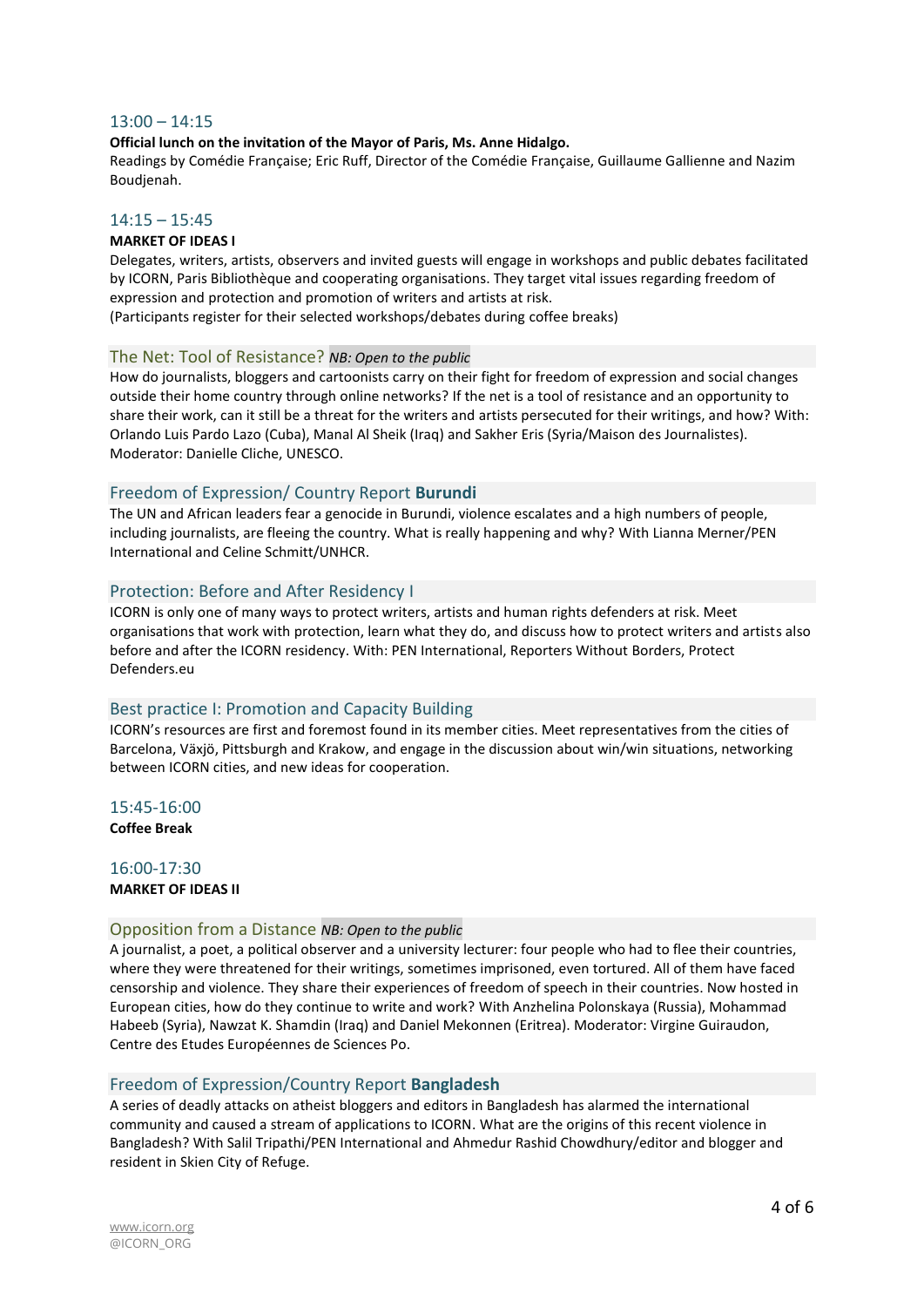## 13:00 – 14:15

**Official lunch on the invitation of the Mayor of Paris, Ms. Anne Hidalgo.**

Readings by Comédie Française; Eric Ruff, Director of the Comédie Française, Guillaume Gallienne and Nazim Boudjenah.

## 14:15 – 15:45

**MARKET OF IDEAS I**

Delegates, writers, artists, observers and invited guests will engage in workshops and public debates facilitated by ICORN, Paris Bibliothèque and cooperating organisations. They target vital issues regarding freedom of expression and protection and promotion of writers and artists at risk.

(Participants register for their selected workshops/debates during coffee breaks)

### The Net: Tool of Resistance? *NB: Open to the public*

How do journalists, bloggers and cartoonists carry on their fight for freedom of expression and social changes outside their home country through online networks? If the net is a tool of resistance and an opportunity to share their work, can it still be a threat for the writers and artists persecuted for their writings, and how? With: Orlando Luis Pardo Lazo (Cuba), Manal Al Sheik (Iraq) and Sakher Eris (Syria/Maison des Journalistes). Moderator: Danielle Cliche, UNESCO.

### Freedom of Expression/ Country Report **Burundi**

The UN and African leaders fear a genocide in Burundi, violence escalates and a high numbers of people, including journalists, are fleeing the country. What is really happening and why? With Lianna Merner/PEN International and Celine Schmitt/UNHCR.

### Protection: Before and After Residency I

ICORN is only one of many ways to protect writers, artists and human rights defenders at risk. Meet organisations that work with protection, learn what they do, and discuss how to protect writers and artists also before and after the ICORN residency. With: PEN International, Reporters Without Borders, Protect Defenders.eu

### Best practice I: Promotion and Capacity Building

ICORN's resources are first and foremost found in its member cities. Meet representatives from the cities of Barcelona, Växjö, Pittsburgh and Krakow, and engage in the discussion about win/win situations, networking between ICORN cities, and new ideas for cooperation.

## 15:45-16:00

**Coffee Break**

## 16:00-17:30

**MARKET OF IDEAS II**

### Opposition from a Distance *NB: Open to the public*

A journalist, a poet, a political observer and a university lecturer: four people who had to flee their countries, where they were threatened for their writings, sometimes imprisoned, even tortured. All of them have faced censorship and violence. They share their experiences of freedom of speech in their countries. Now hosted in European cities, how do they continue to write and work? With Anzhelina Polonskaya (Russia), Mohammad Habeeb (Syria), Nawzat K. Shamdin (Iraq) and Daniel Mekonnen (Eritrea). Moderator: Virgine Guiraudon, Centre des Etudes Européennes de Sciences Po.

### Freedom of Expression/Country Report **Bangladesh**

A series of deadly attacks on atheist bloggers and editors in Bangladesh has alarmed the international community and caused a stream of applications to ICORN. What are the origins of this recent violence in Bangladesh? With Salil Tripathi/PEN International and Ahmedur Rashid Chowdhury/editor and blogger and resident in Skien City of Refuge.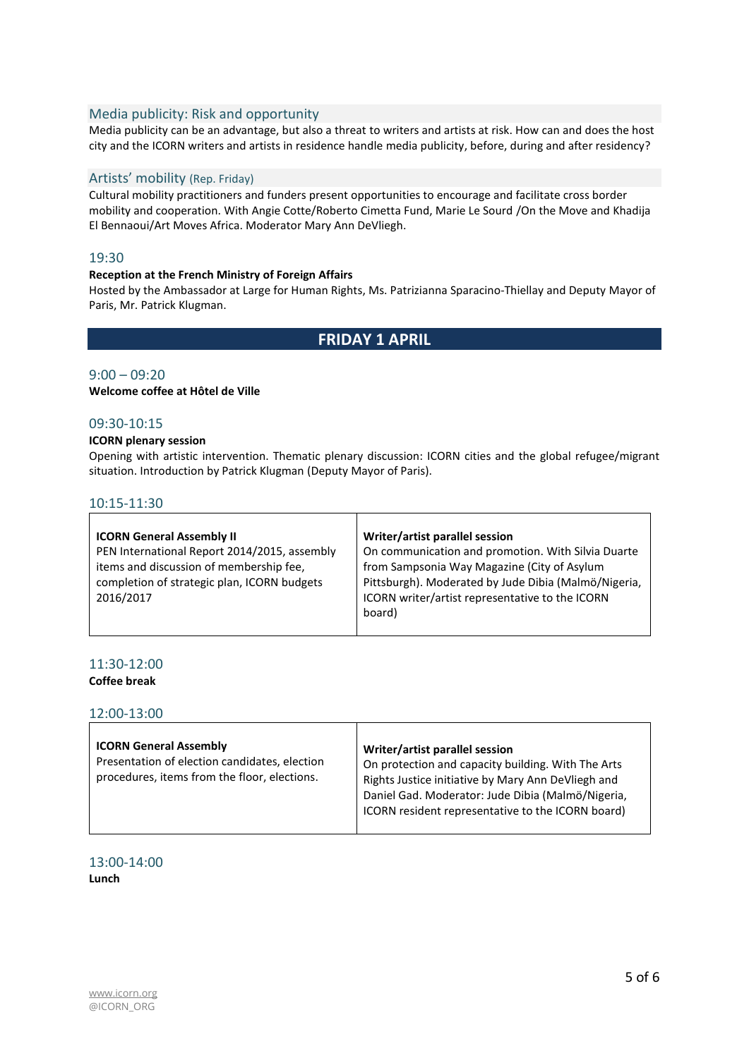### Media publicity: Risk and opportunity

Media publicity can be an advantage, but also a threat to writers and artists at risk. How can and does the host city and the ICORN writers and artists in residence handle media publicity, before, during and after residency?

### Artists' mobility (Rep. Friday)

Cultural mobility practitioners and funders present opportunities to encourage and facilitate cross border mobility and cooperation. With Angie Cotte/Roberto Cimetta Fund, Marie Le Sourd /On the Move and Khadija El Bennaoui/Art Moves Africa. Moderator Mary Ann DeVliegh.

### 19:30

**Reception at the French Ministry of Foreign Affairs**

Hosted by the Ambassador at Large for Human Rights, Ms. Patrizianna Sparacino-Thiellay and Deputy Mayor of Paris, Mr. Patrick Klugman.

## FRIDAY 1 APRIL

### 9:00 – 09:20

**Welcome coffee at Hôtel de Ville**

### 09:30-10:15

**ICORN plenary session**

Opening with artistic intervention. Thematic plenary discussion: ICORN cities and the global refugee/migrant situation. Introduction by Patrick Klugman (Deputy Mayor of Paris).

### 10:15-11:30

| **ICORN General Assembly II** | **Writer/artist parallel session** |
|---|---|
| PEN International Report 2014/2015, assembly items and discussion of membership fee, completion of strategic plan, ICORN budgets 2016/2017 | On communication and promotion. With Silvia Duarte from Sampsonia Way Magazine (City of Asylum Pittsburgh). Moderated by Jude Dibia (Malmö/Nigeria, ICORN writer/artist representative to the ICORN board) |

### 11:30-12:00

**Coffee break**

### 12:00-13:00

| **ICORN General Assembly** | **Writer/artist parallel session** |
|---|---|
| Presentation of election candidates, election procedures, items from the floor, elections. | On protection and capacity building. With The Arts Rights Justice initiative by Mary Ann DeVliegh and Daniel Gad. Moderator: Jude Dibia (Malmö/Nigeria, ICORN resident representative to the ICORN board) |

### 13:00-14:00

**Lunch**

www.icorn.org
@ICORN_ORG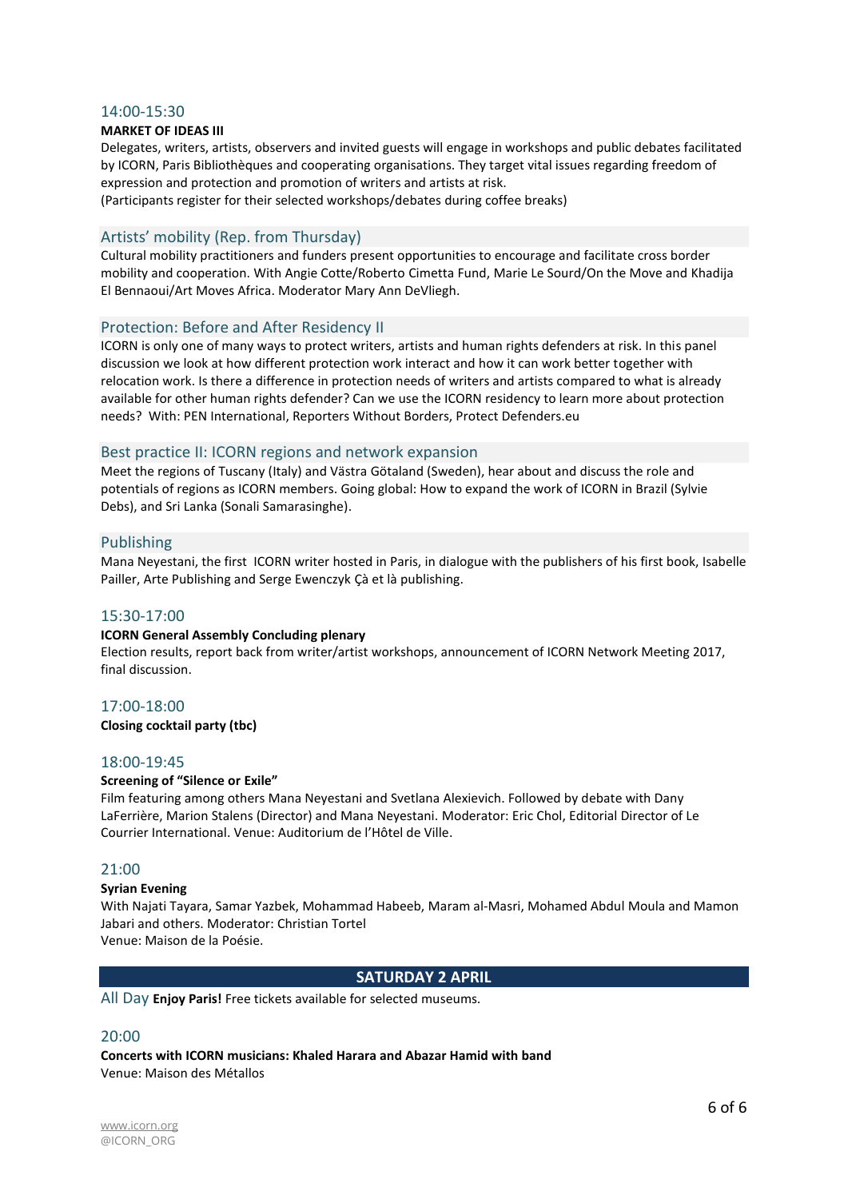### 14:00-15:30

**MARKET OF IDEAS III**

Delegates, writers, artists, observers and invited guests will engage in workshops and public debates facilitated by ICORN, Paris Bibliothèques and cooperating organisations. They target vital issues regarding freedom of expression and protection and promotion of writers and artists at risk.
(Participants register for their selected workshops/debates during coffee breaks)

#### Artists' mobility (Rep. from Thursday)

Cultural mobility practitioners and funders present opportunities to encourage and facilitate cross border mobility and cooperation. With Angie Cotte/Roberto Cimetta Fund, Marie Le Sourd/On the Move and Khadija El Bennaoui/Art Moves Africa. Moderator Mary Ann DeVliegh.

#### Protection: Before and After Residency II

ICORN is only one of many ways to protect writers, artists and human rights defenders at risk. In this panel discussion we look at how different protection work interact and how it can work better together with relocation work. Is there a difference in protection needs of writers and artists compared to what is already available for other human rights defender? Can we use the ICORN residency to learn more about protection needs? With: PEN International, Reporters Without Borders, Protect Defenders.eu

#### Best practice II: ICORN regions and network expansion

Meet the regions of Tuscany (Italy) and Västra Götaland (Sweden), hear about and discuss the role and potentials of regions as ICORN members. Going global: How to expand the work of ICORN in Brazil (Sylvie Debs), and Sri Lanka (Sonali Samarasinghe).

#### Publishing

Mana Neyestani, the first ICORN writer hosted in Paris, in dialogue with the publishers of his first book, Isabelle Pailler, Arte Publishing and Serge Ewenczyk Çà et là publishing.

### 15:30-17:00

**ICORN General Assembly Concluding plenary**

Election results, report back from writer/artist workshops, announcement of ICORN Network Meeting 2017, final discussion.

### 17:00-18:00

**Closing cocktail party (tbc)**

### 18:00-19:45

**Screening of "Silence or Exile"**

Film featuring among others Mana Neyestani and Svetlana Alexievich. Followed by debate with Dany LaFerrière, Marion Stalens (Director) and Mana Neyestani. Moderator: Eric Chol, Editorial Director of Le Courrier International. Venue: Auditorium de l'Hôtel de Ville.

### 21:00

**Syrian Evening**

With Najati Tayara, Samar Yazbek, Mohammad Habeeb, Maram al-Masri, Mohamed Abdul Moula and Mamon Jabari and others. Moderator: Christian Tortel
Venue: Maison de la Poésie.

## SATURDAY 2 APRIL

All Day **Enjoy Paris!** Free tickets available for selected museums.

### 20:00

**Concerts with ICORN musicians: Khaled Harara and Abazar Hamid with band**

Venue: Maison des Métallos

www.icorn.org
@ICORN_ORG